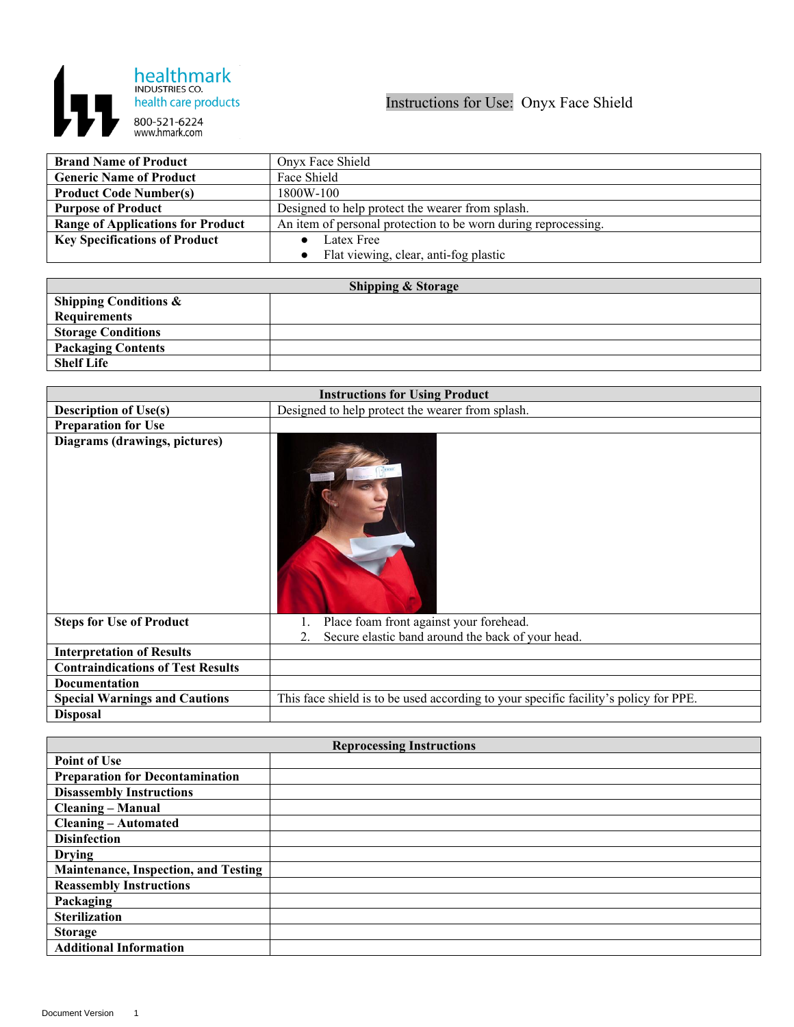healthmark
INDUSTRIES CO.
health care products
800-521-6224
www.hmark.com

# Instructions for Use: Onyx Face Shield

| | |
|---|---|
| **Brand Name of Product** | Onyx Face Shield |
| **Generic Name of Product** | Face Shield |
| **Product Code Number(s)** | 1800W-100 |
| **Purpose of Product** | Designed to help protect the wearer from splash. |
| **Range of Applications for Product** | An item of personal protection to be worn during reprocessing. |
| **Key Specifications of Product** | • Latex Free<br>• Flat viewing, clear, anti-fog plastic |

| **Shipping & Storage** | |
|---|---|
| **Shipping Conditions & Requirements** | |
| **Storage Conditions** | |
| **Packaging Contents** | |
| **Shelf Life** | |

| **Instructions for Using Product** | |
|---|---|
| **Description of Use(s)** | Designed to help protect the wearer from splash. |
| **Preparation for Use** | |
| **Diagrams (drawings, pictures)** | |
| **Steps for Use of Product** | 1. Place foam front against your forehead.<br>2. Secure elastic band around the back of your head. |
| **Interpretation of Results** | |
| **Contraindications of Test Results** | |
| **Documentation** | |
| **Special Warnings and Cautions** | This face shield is to be used according to your specific facility's policy for PPE. |
| **Disposal** | |

| **Reprocessing Instructions** | |
|---|---|
| **Point of Use** | |
| **Preparation for Decontamination** | |
| **Disassembly Instructions** | |
| **Cleaning – Manual** | |
| **Cleaning – Automated** | |
| **Disinfection** | |
| **Drying** | |
| **Maintenance, Inspection, and Testing** | |
| **Reassembly Instructions** | |
| **Packaging** | |
| **Sterilization** | |
| **Storage** | |
| **Additional Information** | |

Document Version 1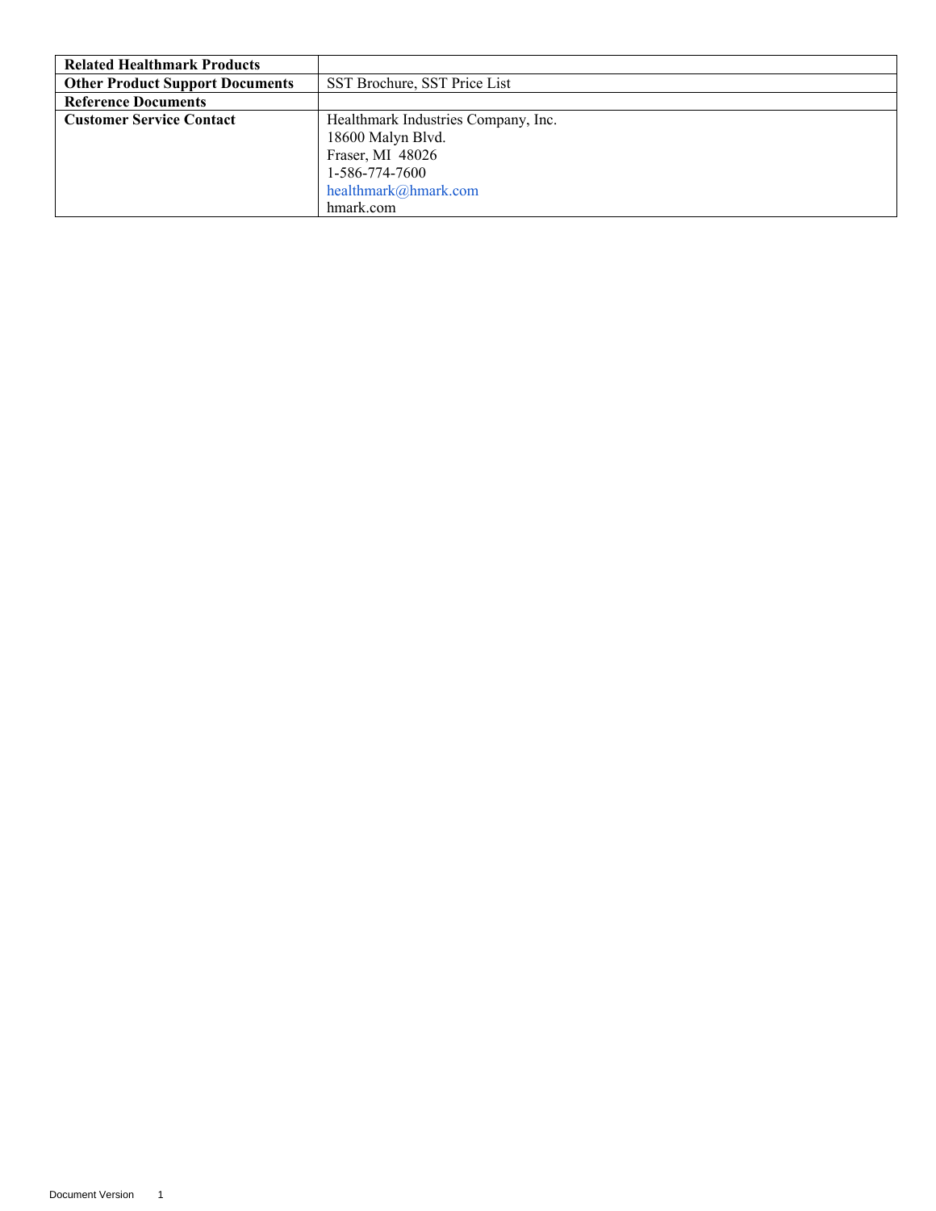| | |
|---|---|
| **Related Healthmark Products** | |
| **Other Product Support Documents** | SST Brochure, SST Price List |
| **Reference Documents** | |
| **Customer Service Contact** | Healthmark Industries Company, Inc.<br>18600 Malyn Blvd.<br>Fraser, MI 48026<br>1-586-774-7600<br>healthmark@hmark.com<br>hmark.com |

Document Version 1